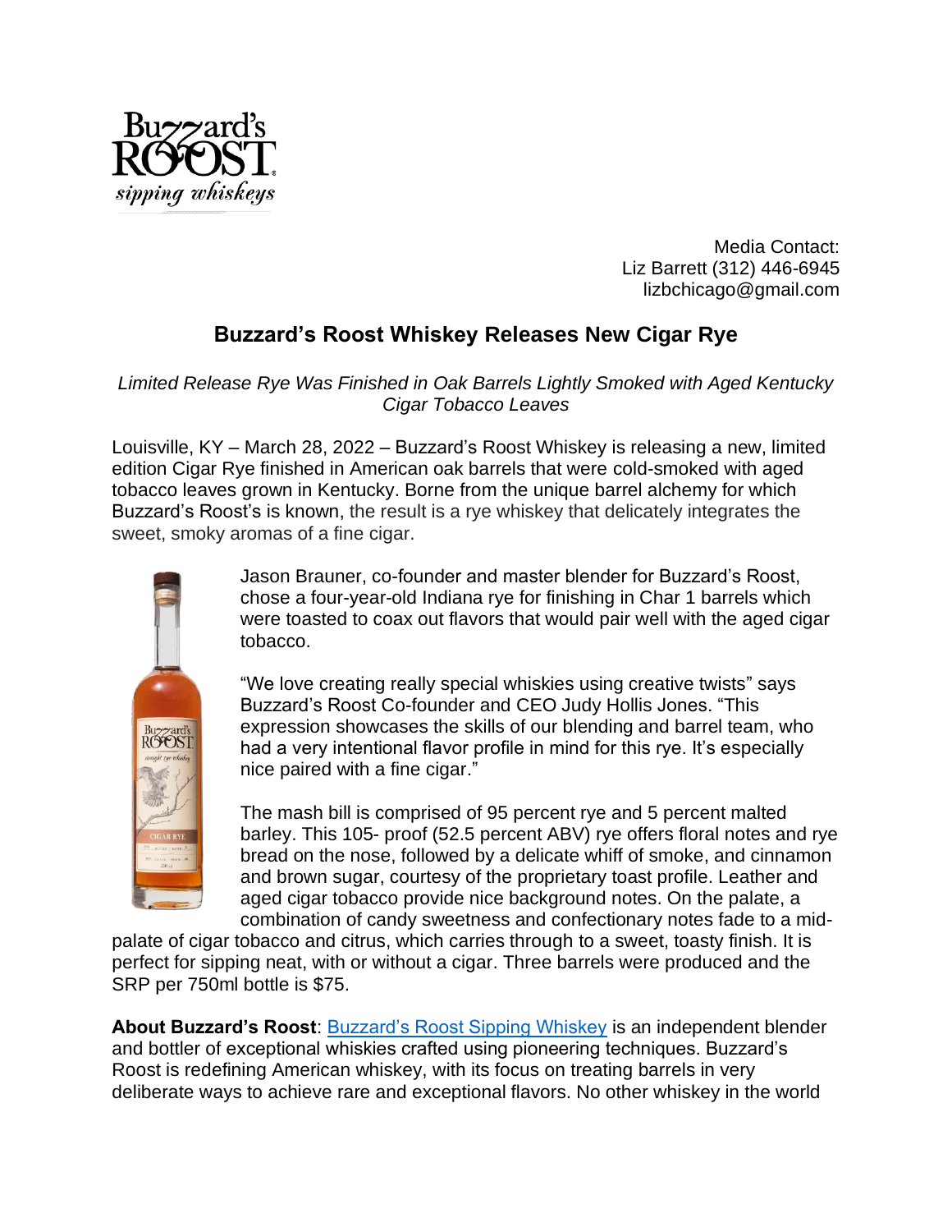Media Contact:
Liz Barrett (312) 446-6945
lizbchicago@gmail.com

# Buzzard's Roost Whiskey Releases New Cigar Rye

*Limited Release Rye Was Finished in Oak Barrels Lightly Smoked with Aged Kentucky Cigar Tobacco Leaves*

Louisville, KY – March 28, 2022 – Buzzard's Roost Whiskey is releasing a new, limited edition Cigar Rye finished in American oak barrels that were cold-smoked with aged tobacco leaves grown in Kentucky. Borne from the unique barrel alchemy for which Buzzard's Roost's is known, the result is a rye whiskey that delicately integrates the sweet, smoky aromas of a fine cigar.

Jason Brauner, co-founder and master blender for Buzzard's Roost, chose a four-year-old Indiana rye for finishing in Char 1 barrels which were toasted to coax out flavors that would pair well with the aged cigar tobacco.

"We love creating really special whiskies using creative twists" says Buzzard's Roost Co-founder and CEO Judy Hollis Jones. "This expression showcases the skills of our blending and barrel team, who had a very intentional flavor profile in mind for this rye. It's especially nice paired with a fine cigar."

The mash bill is comprised of 95 percent rye and 5 percent malted barley. This 105- proof (52.5 percent ABV) rye offers floral notes and rye bread on the nose, followed by a delicate whiff of smoke, and cinnamon and brown sugar, courtesy of the proprietary toast profile. Leather and aged cigar tobacco provide nice background notes. On the palate, a combination of candy sweetness and confectionary notes fade to a mid-palate of cigar tobacco and citrus, which carries through to a sweet, toasty finish. It is perfect for sipping neat, with or without a cigar. Three barrels were produced and the SRP per 750ml bottle is $75.

**About Buzzard's Roost**: Buzzard's Roost Sipping Whiskey is an independent blender and bottler of exceptional whiskies crafted using pioneering techniques. Buzzard's Roost is redefining American whiskey, with its focus on treating barrels in very deliberate ways to achieve rare and exceptional flavors. No other whiskey in the world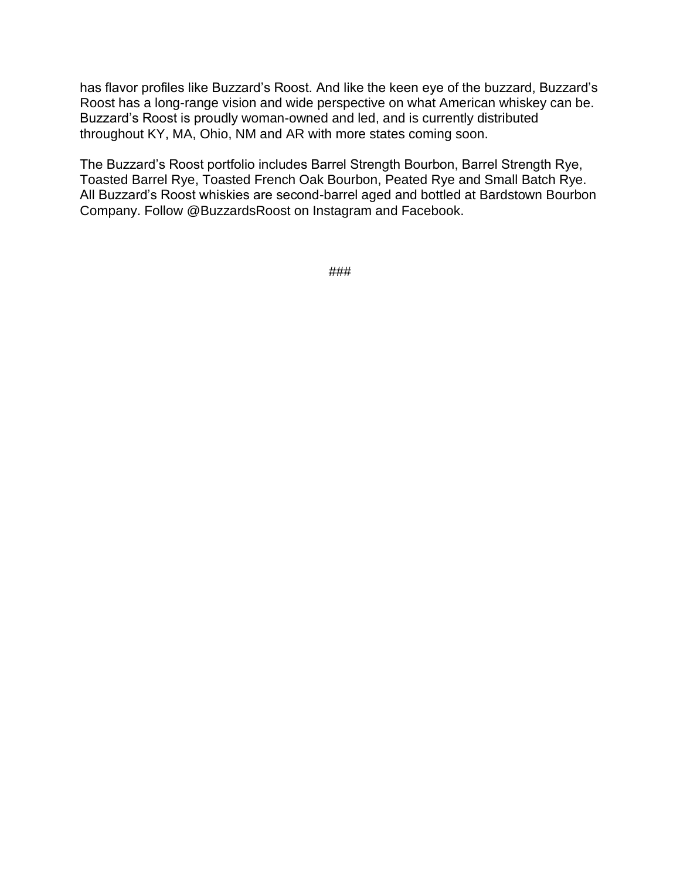has flavor profiles like Buzzard's Roost. And like the keen eye of the buzzard, Buzzard's Roost has a long-range vision and wide perspective on what American whiskey can be. Buzzard's Roost is proudly woman-owned and led, and is currently distributed throughout KY, MA, Ohio, NM and AR with more states coming soon.

The Buzzard's Roost portfolio includes Barrel Strength Bourbon, Barrel Strength Rye, Toasted Barrel Rye, Toasted French Oak Bourbon, Peated Rye and Small Batch Rye. All Buzzard's Roost whiskies are second-barrel aged and bottled at Bardstown Bourbon Company. Follow @BuzzardsRoost on Instagram and Facebook.

###